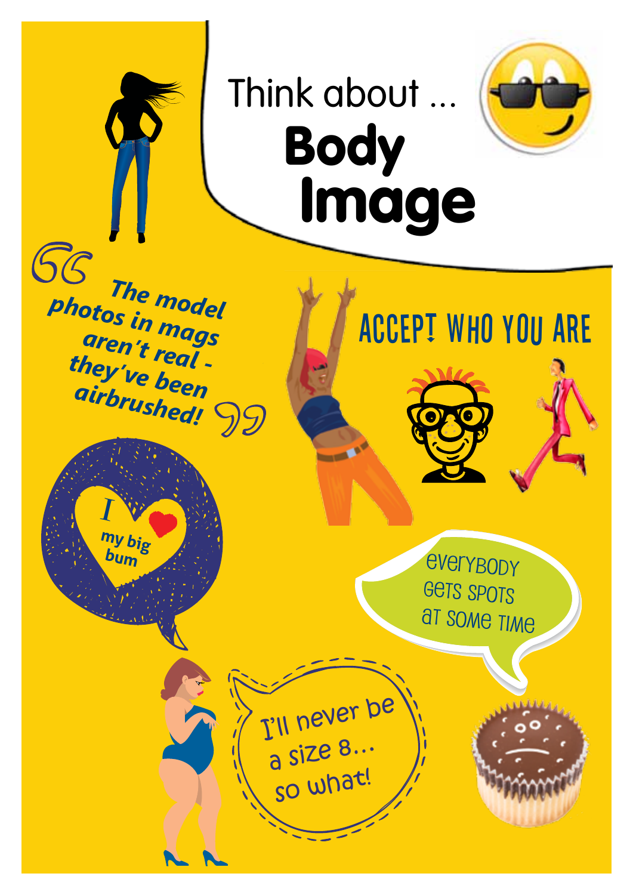# Think about ... Body Image

"The model photos in mags aren't real - they've been airbrushed!"

ACCEPT WHO YOU ARE

I ♥ my big bum

everyBODY gets spots at some time

I'll never be a size 8... so what!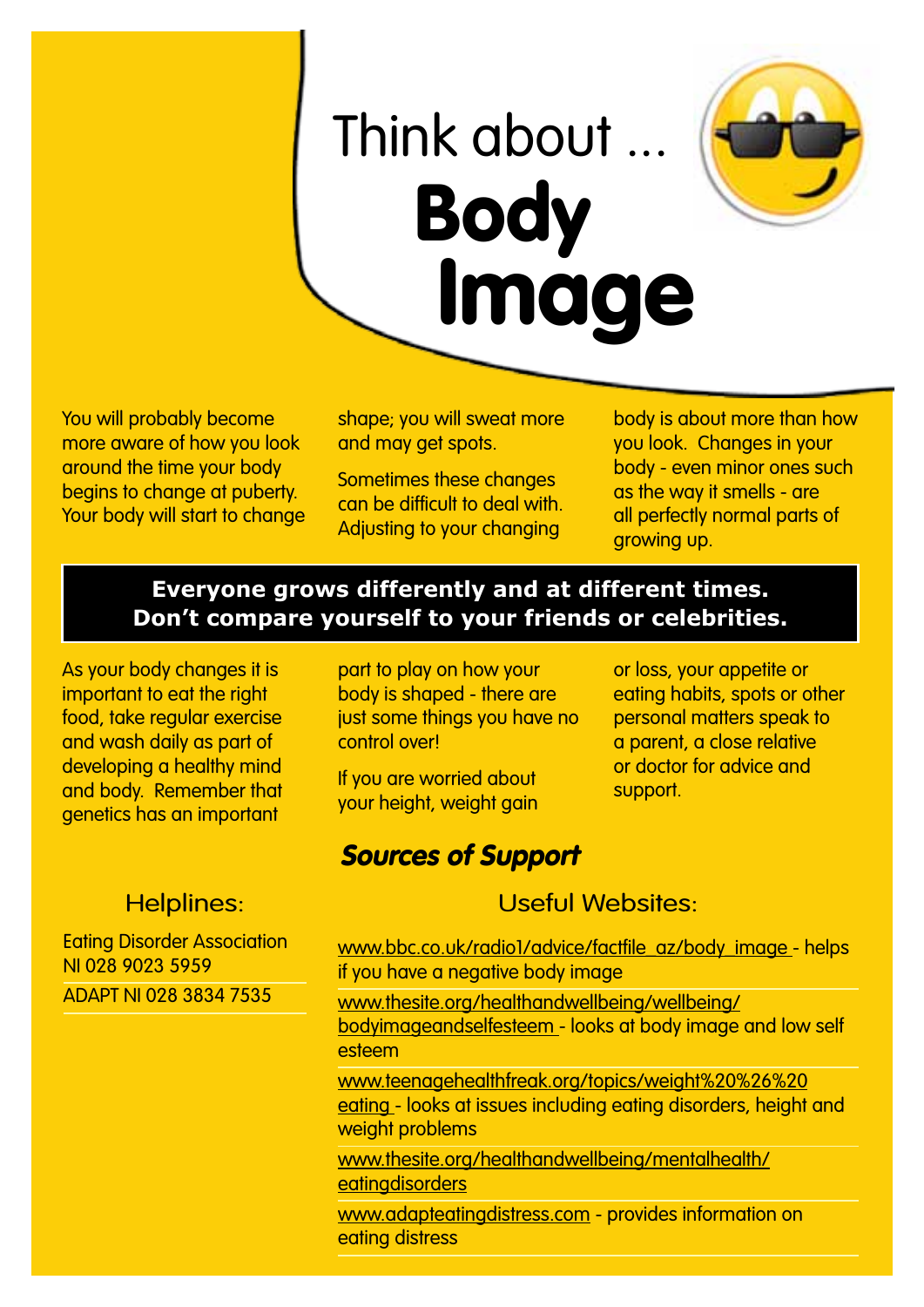Think about ...

# Body Image

You will probably become more aware of how you look around the time your body begins to change at puberty. Your body will start to change shape; you will sweat more and may get spots.

Sometimes these changes can be difficult to deal with. Adjusting to your changing body is about more than how you look. Changes in your body - even minor ones such as the way it smells - are all perfectly normal parts of growing up.

**Everyone grows differently and at different times. Don't compare yourself to your friends or celebrities.**

As your body changes it is important to eat the right food, take regular exercise and wash daily as part of developing a healthy mind and body. Remember that genetics has an important part to play on how your body is shaped - there are just some things you have no control over!

If you are worried about your height, weight gain or loss, your appetite or eating habits, spots or other personal matters speak to a parent, a close relative or doctor for advice and support.

## *Sources of Support*

### Helplines:

Eating Disorder Association NI 028 9023 5959

ADAPT NI 028 3834 7535

### Useful Websites:

www.bbc.co.uk/radio1/advice/factfile_az/body_image - helps if you have a negative body image

www.thesite.org/healthandwellbeing/wellbeing/bodyimageandselfesteem - looks at body image and low self esteem

www.teenagehealthfreak.org/topics/weight%20%26%20eating - looks at issues including eating disorders, height and weight problems

www.thesite.org/healthandwellbeing/mentalhealth/eatingdisorders

www.adapteatingdistress.com - provides information on eating distress